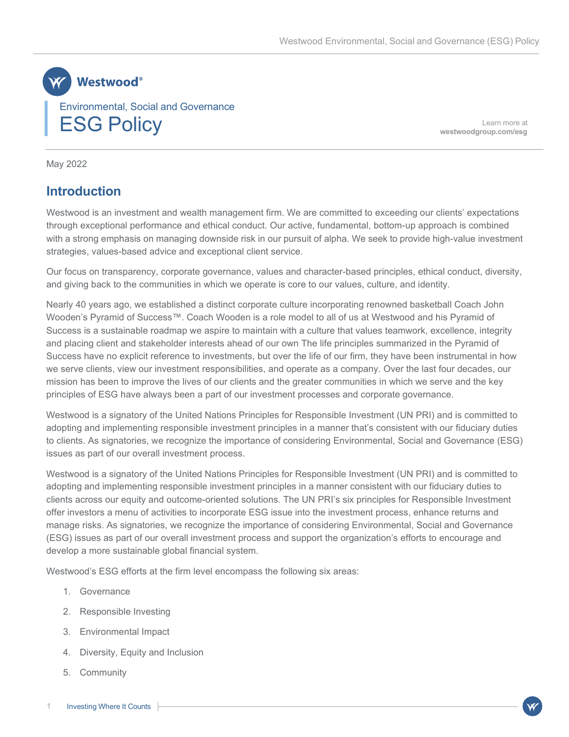Westwood

Environmental, Social and Governance

# ESG Policy

Learn more at **westwoodgroup.com/esg**

May 2022

## Introduction

Westwood is an investment and wealth management firm. We are committed to exceeding our clients' expectations through exceptional performance and ethical conduct. Our active, fundamental, bottom-up approach is combined with a strong emphasis on managing downside risk in our pursuit of alpha. We seek to provide high-value investment strategies, values-based advice and exceptional client service.

Our focus on transparency, corporate governance, values and character-based principles, ethical conduct, diversity, and giving back to the communities in which we operate is core to our values, culture, and identity.

Nearly 40 years ago, we established a distinct corporate culture incorporating renowned basketball Coach John Wooden's Pyramid of Success™. Coach Wooden is a role model to all of us at Westwood and his Pyramid of Success is a sustainable roadmap we aspire to maintain with a culture that values teamwork, excellence, integrity and placing client and stakeholder interests ahead of our own The life principles summarized in the Pyramid of Success have no explicit reference to investments, but over the life of our firm, they have been instrumental in how we serve clients, view our investment responsibilities, and operate as a company. Over the last four decades, our mission has been to improve the lives of our clients and the greater communities in which we serve and the key principles of ESG have always been a part of our investment processes and corporate governance.

Westwood is a signatory of the United Nations Principles for Responsible Investment (UN PRI) and is committed to adopting and implementing responsible investment principles in a manner that's consistent with our fiduciary duties to clients. As signatories, we recognize the importance of considering Environmental, Social and Governance (ESG) issues as part of our overall investment process.

Westwood is a signatory of the United Nations Principles for Responsible Investment (UN PRI) and is committed to adopting and implementing responsible investment principles in a manner consistent with our fiduciary duties to clients across our equity and outcome-oriented solutions. The UN PRI's six principles for Responsible Investment offer investors a menu of activities to incorporate ESG issue into the investment process, enhance returns and manage risks. As signatories, we recognize the importance of considering Environmental, Social and Governance (ESG) issues as part of our overall investment process and support the organization's efforts to encourage and develop a more sustainable global financial system.

Westwood's ESG efforts at the firm level encompass the following six areas:

1. Governance
2. Responsible Investing
3. Environmental Impact
4. Diversity, Equity and Inclusion
5. Community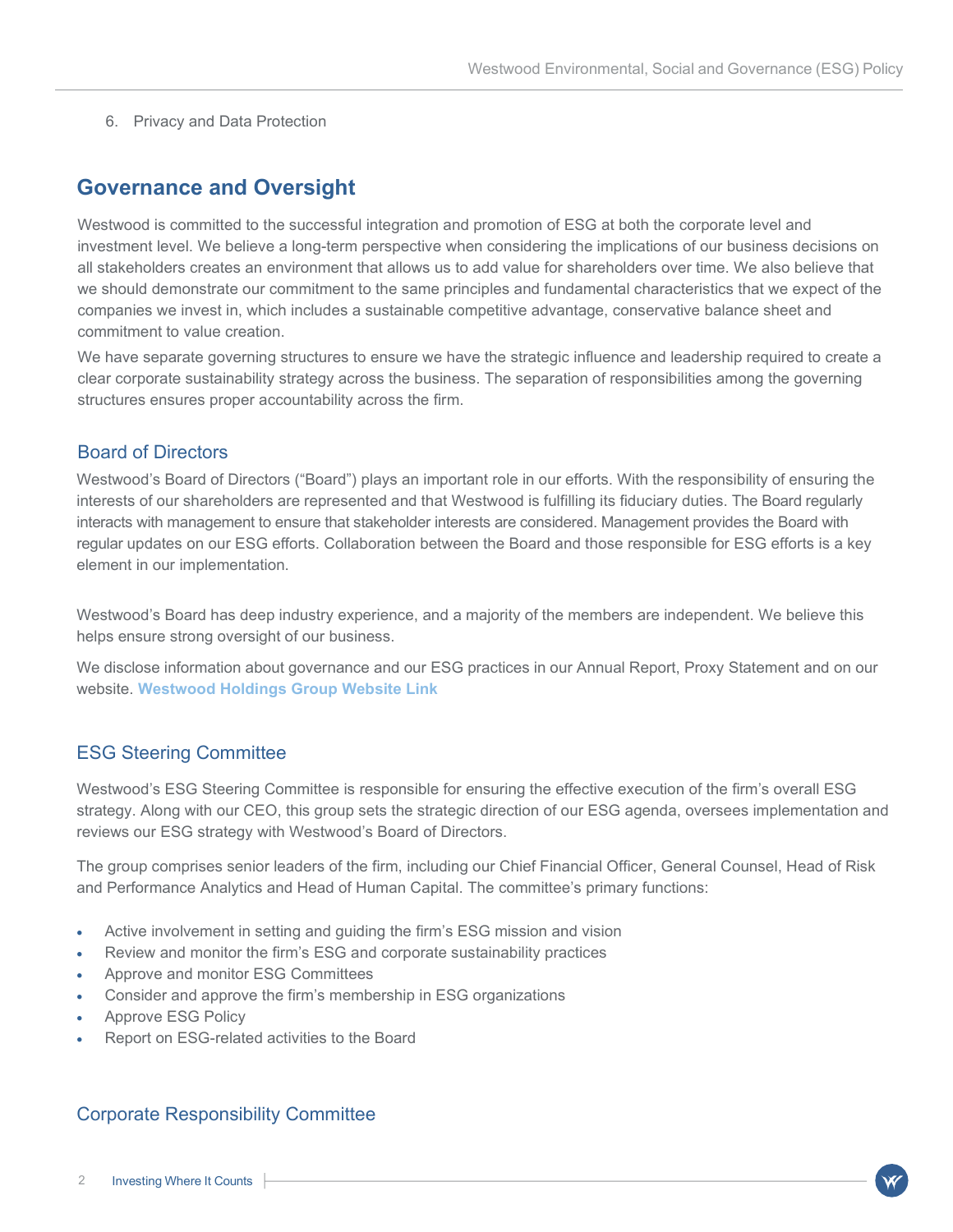6. Privacy and Data Protection

## Governance and Oversight

Westwood is committed to the successful integration and promotion of ESG at both the corporate level and investment level. We believe a long-term perspective when considering the implications of our business decisions on all stakeholders creates an environment that allows us to add value for shareholders over time. We also believe that we should demonstrate our commitment to the same principles and fundamental characteristics that we expect of the companies we invest in, which includes a sustainable competitive advantage, conservative balance sheet and commitment to value creation.

We have separate governing structures to ensure we have the strategic influence and leadership required to create a clear corporate sustainability strategy across the business. The separation of responsibilities among the governing structures ensures proper accountability across the firm.

### Board of Directors

Westwood's Board of Directors ("Board") plays an important role in our efforts. With the responsibility of ensuring the interests of our shareholders are represented and that Westwood is fulfilling its fiduciary duties. The Board regularly interacts with management to ensure that stakeholder interests are considered. Management provides the Board with regular updates on our ESG efforts. Collaboration between the Board and those responsible for ESG efforts is a key element in our implementation.

Westwood's Board has deep industry experience, and a majority of the members are independent. We believe this helps ensure strong oversight of our business.

We disclose information about governance and our ESG practices in our Annual Report, Proxy Statement and on our website. **Westwood Holdings Group Website Link**

### ESG Steering Committee

Westwood's ESG Steering Committee is responsible for ensuring the effective execution of the firm's overall ESG strategy. Along with our CEO, this group sets the strategic direction of our ESG agenda, oversees implementation and reviews our ESG strategy with Westwood's Board of Directors.

The group comprises senior leaders of the firm, including our Chief Financial Officer, General Counsel, Head of Risk and Performance Analytics and Head of Human Capital. The committee's primary functions:

- Active involvement in setting and guiding the firm's ESG mission and vision
- Review and monitor the firm's ESG and corporate sustainability practices
- Approve and monitor ESG Committees
- Consider and approve the firm's membership in ESG organizations
- Approve ESG Policy
- Report on ESG-related activities to the Board

### Corporate Responsibility Committee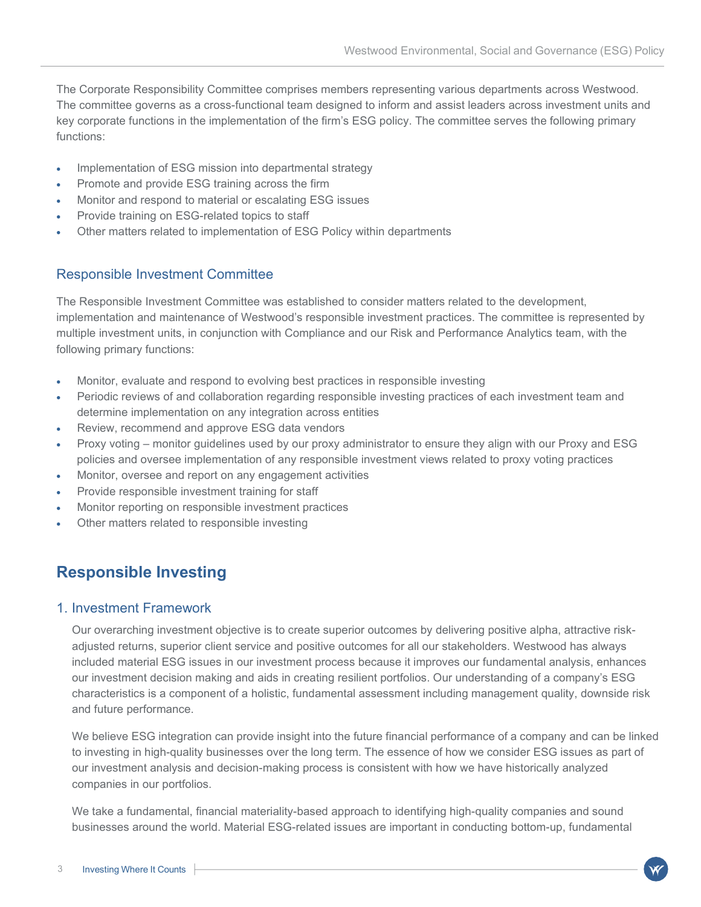The Corporate Responsibility Committee comprises members representing various departments across Westwood. The committee governs as a cross-functional team designed to inform and assist leaders across investment units and key corporate functions in the implementation of the firm's ESG policy. The committee serves the following primary functions:

- Implementation of ESG mission into departmental strategy
- Promote and provide ESG training across the firm
- Monitor and respond to material or escalating ESG issues
- Provide training on ESG-related topics to staff
- Other matters related to implementation of ESG Policy within departments

### Responsible Investment Committee

The Responsible Investment Committee was established to consider matters related to the development, implementation and maintenance of Westwood's responsible investment practices. The committee is represented by multiple investment units, in conjunction with Compliance and our Risk and Performance Analytics team, with the following primary functions:

- Monitor, evaluate and respond to evolving best practices in responsible investing
- Periodic reviews of and collaboration regarding responsible investing practices of each investment team and determine implementation on any integration across entities
- Review, recommend and approve ESG data vendors
- Proxy voting – monitor guidelines used by our proxy administrator to ensure they align with our Proxy and ESG policies and oversee implementation of any responsible investment views related to proxy voting practices
- Monitor, oversee and report on any engagement activities
- Provide responsible investment training for staff
- Monitor reporting on responsible investment practices
- Other matters related to responsible investing

## Responsible Investing

### 1. Investment Framework

Our overarching investment objective is to create superior outcomes by delivering positive alpha, attractive risk-adjusted returns, superior client service and positive outcomes for all our stakeholders. Westwood has always included material ESG issues in our investment process because it improves our fundamental analysis, enhances our investment decision making and aids in creating resilient portfolios. Our understanding of a company's ESG characteristics is a component of a holistic, fundamental assessment including management quality, downside risk and future performance.

We believe ESG integration can provide insight into the future financial performance of a company and can be linked to investing in high-quality businesses over the long term. The essence of how we consider ESG issues as part of our investment analysis and decision-making process is consistent with how we have historically analyzed companies in our portfolios.

We take a fundamental, financial materiality-based approach to identifying high-quality companies and sound businesses around the world. Material ESG-related issues are important in conducting bottom-up, fundamental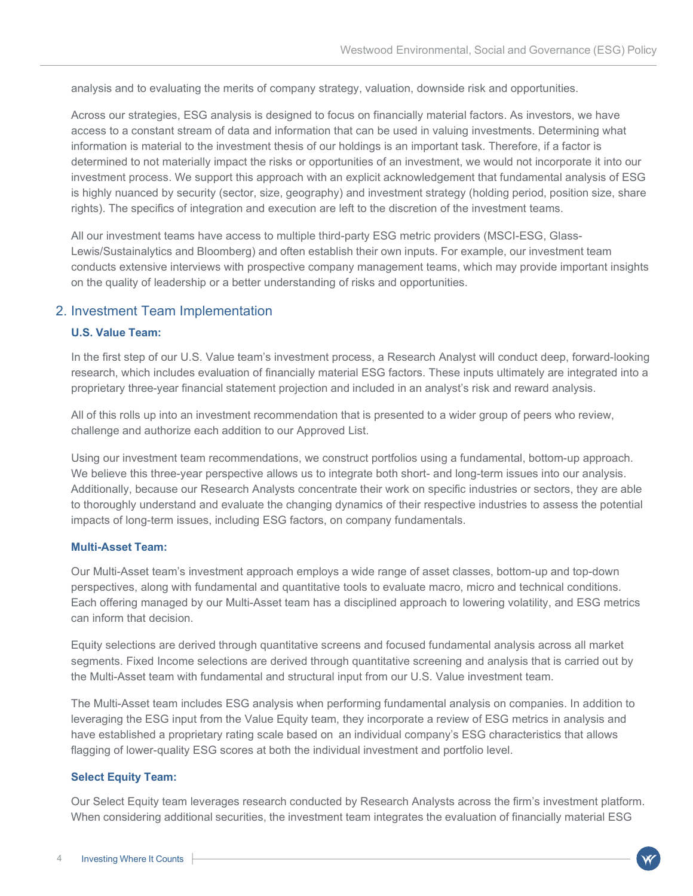analysis and to evaluating the merits of company strategy, valuation, downside risk and opportunities.

Across our strategies, ESG analysis is designed to focus on financially material factors. As investors, we have access to a constant stream of data and information that can be used in valuing investments. Determining what information is material to the investment thesis of our holdings is an important task. Therefore, if a factor is determined to not materially impact the risks or opportunities of an investment, we would not incorporate it into our investment process. We support this approach with an explicit acknowledgement that fundamental analysis of ESG is highly nuanced by security (sector, size, geography) and investment strategy (holding period, position size, share rights). The specifics of integration and execution are left to the discretion of the investment teams.

All our investment teams have access to multiple third-party ESG metric providers (MSCI-ESG, Glass-Lewis/Sustainalytics and Bloomberg) and often establish their own inputs. For example, our investment team conducts extensive interviews with prospective company management teams, which may provide important insights on the quality of leadership or a better understanding of risks and opportunities.

## 2. Investment Team Implementation

### U.S. Value Team:

In the first step of our U.S. Value team's investment process, a Research Analyst will conduct deep, forward-looking research, which includes evaluation of financially material ESG factors. These inputs ultimately are integrated into a proprietary three-year financial statement projection and included in an analyst's risk and reward analysis.

All of this rolls up into an investment recommendation that is presented to a wider group of peers who review, challenge and authorize each addition to our Approved List.

Using our investment team recommendations, we construct portfolios using a fundamental, bottom-up approach. We believe this three-year perspective allows us to integrate both short- and long-term issues into our analysis. Additionally, because our Research Analysts concentrate their work on specific industries or sectors, they are able to thoroughly understand and evaluate the changing dynamics of their respective industries to assess the potential impacts of long-term issues, including ESG factors, on company fundamentals.

### Multi-Asset Team:

Our Multi-Asset team's investment approach employs a wide range of asset classes, bottom-up and top-down perspectives, along with fundamental and quantitative tools to evaluate macro, micro and technical conditions. Each offering managed by our Multi-Asset team has a disciplined approach to lowering volatility, and ESG metrics can inform that decision.

Equity selections are derived through quantitative screens and focused fundamental analysis across all market segments. Fixed Income selections are derived through quantitative screening and analysis that is carried out by the Multi-Asset team with fundamental and structural input from our U.S. Value investment team.

The Multi-Asset team includes ESG analysis when performing fundamental analysis on companies. In addition to leveraging the ESG input from the Value Equity team, they incorporate a review of ESG metrics in analysis and have established a proprietary rating scale based on an individual company's ESG characteristics that allows flagging of lower-quality ESG scores at both the individual investment and portfolio level.

### Select Equity Team:

Our Select Equity team leverages research conducted by Research Analysts across the firm's investment platform. When considering additional securities, the investment team integrates the evaluation of financially material ESG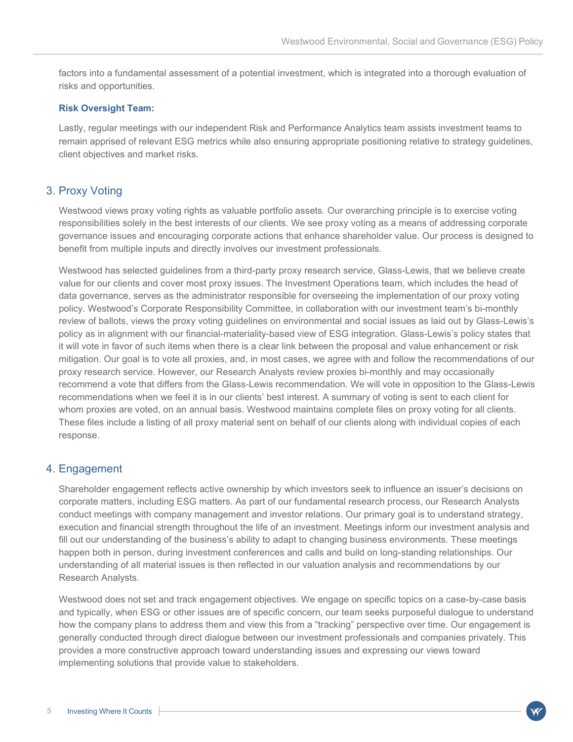factors into a fundamental assessment of a potential investment, which is integrated into a thorough evaluation of risks and opportunities.

**Risk Oversight Team:**

Lastly, regular meetings with our independent Risk and Performance Analytics team assists investment teams to remain apprised of relevant ESG metrics while also ensuring appropriate positioning relative to strategy guidelines, client objectives and market risks.

## 3. Proxy Voting

Westwood views proxy voting rights as valuable portfolio assets. Our overarching principle is to exercise voting responsibilities solely in the best interests of our clients. We see proxy voting as a means of addressing corporate governance issues and encouraging corporate actions that enhance shareholder value. Our process is designed to benefit from multiple inputs and directly involves our investment professionals.

Westwood has selected guidelines from a third-party proxy research service, Glass-Lewis, that we believe create value for our clients and cover most proxy issues. The Investment Operations team, which includes the head of data governance, serves as the administrator responsible for overseeing the implementation of our proxy voting policy. Westwood's Corporate Responsibility Committee, in collaboration with our investment team's bi-monthly review of ballots, views the proxy voting guidelines on environmental and social issues as laid out by Glass-Lewis's policy as in alignment with our financial-materiality-based view of ESG integration. Glass-Lewis's policy states that it will vote in favor of such items when there is a clear link between the proposal and value enhancement or risk mitigation. Our goal is to vote all proxies, and, in most cases, we agree with and follow the recommendations of our proxy research service. However, our Research Analysts review proxies bi-monthly and may occasionally recommend a vote that differs from the Glass-Lewis recommendation. We will vote in opposition to the Glass-Lewis recommendations when we feel it is in our clients' best interest. A summary of voting is sent to each client for whom proxies are voted, on an annual basis. Westwood maintains complete files on proxy voting for all clients. These files include a listing of all proxy material sent on behalf of our clients along with individual copies of each response.

## 4. Engagement

Shareholder engagement reflects active ownership by which investors seek to influence an issuer's decisions on corporate matters, including ESG matters. As part of our fundamental research process, our Research Analysts conduct meetings with company management and investor relations. Our primary goal is to understand strategy, execution and financial strength throughout the life of an investment. Meetings inform our investment analysis and fill out our understanding of the business's ability to adapt to changing business environments. These meetings happen both in person, during investment conferences and calls and build on long-standing relationships. Our understanding of all material issues is then reflected in our valuation analysis and recommendations by our Research Analysts.

Westwood does not set and track engagement objectives. We engage on specific topics on a case-by-case basis and typically, when ESG or other issues are of specific concern, our team seeks purposeful dialogue to understand how the company plans to address them and view this from a "tracking" perspective over time. Our engagement is generally conducted through direct dialogue between our investment professionals and companies privately. This provides a more constructive approach toward understanding issues and expressing our views toward implementing solutions that provide value to stakeholders.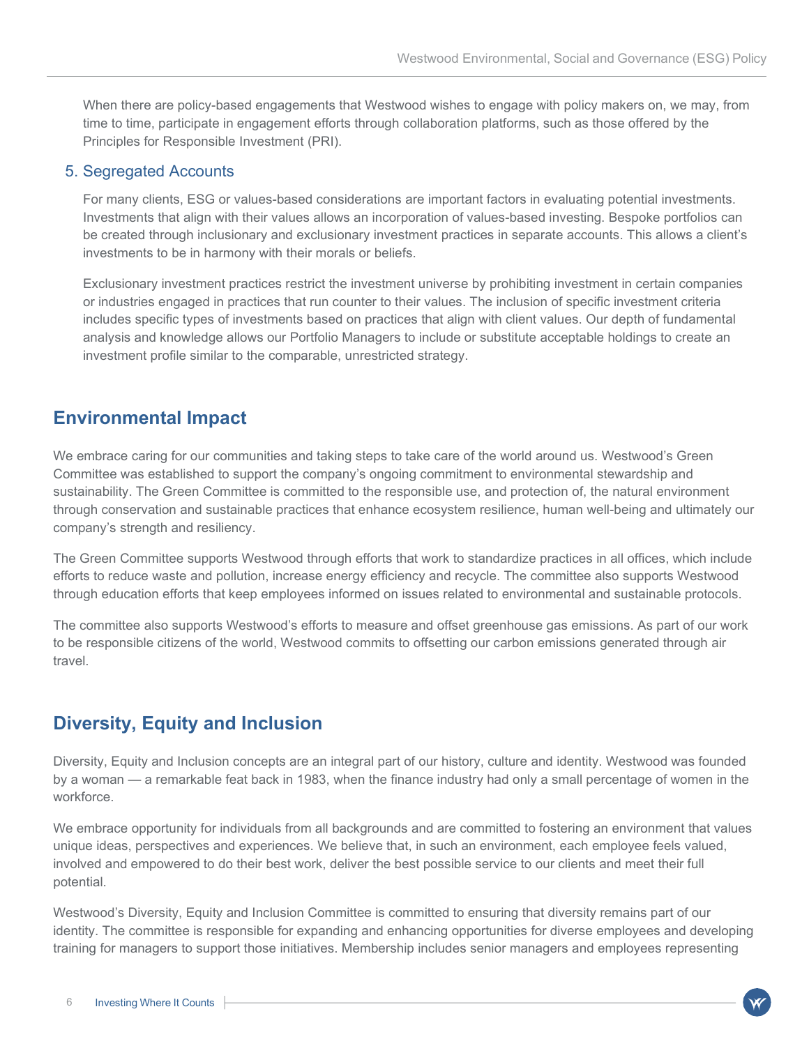When there are policy-based engagements that Westwood wishes to engage with policy makers on, we may, from time to time, participate in engagement efforts through collaboration platforms, such as those offered by the Principles for Responsible Investment (PRI).

### 5. Segregated Accounts

For many clients, ESG or values-based considerations are important factors in evaluating potential investments. Investments that align with their values allows an incorporation of values-based investing. Bespoke portfolios can be created through inclusionary and exclusionary investment practices in separate accounts. This allows a client's investments to be in harmony with their morals or beliefs.

Exclusionary investment practices restrict the investment universe by prohibiting investment in certain companies or industries engaged in practices that run counter to their values. The inclusion of specific investment criteria includes specific types of investments based on practices that align with client values. Our depth of fundamental analysis and knowledge allows our Portfolio Managers to include or substitute acceptable holdings to create an investment profile similar to the comparable, unrestricted strategy.

## Environmental Impact

We embrace caring for our communities and taking steps to take care of the world around us. Westwood's Green Committee was established to support the company's ongoing commitment to environmental stewardship and sustainability. The Green Committee is committed to the responsible use, and protection of, the natural environment through conservation and sustainable practices that enhance ecosystem resilience, human well-being and ultimately our company's strength and resiliency.

The Green Committee supports Westwood through efforts that work to standardize practices in all offices, which include efforts to reduce waste and pollution, increase energy efficiency and recycle. The committee also supports Westwood through education efforts that keep employees informed on issues related to environmental and sustainable protocols.

The committee also supports Westwood's efforts to measure and offset greenhouse gas emissions. As part of our work to be responsible citizens of the world, Westwood commits to offsetting our carbon emissions generated through air travel.

## Diversity, Equity and Inclusion

Diversity, Equity and Inclusion concepts are an integral part of our history, culture and identity. Westwood was founded by a woman — a remarkable feat back in 1983, when the finance industry had only a small percentage of women in the workforce.

We embrace opportunity for individuals from all backgrounds and are committed to fostering an environment that values unique ideas, perspectives and experiences. We believe that, in such an environment, each employee feels valued, involved and empowered to do their best work, deliver the best possible service to our clients and meet their full potential.

Westwood's Diversity, Equity and Inclusion Committee is committed to ensuring that diversity remains part of our identity. The committee is responsible for expanding and enhancing opportunities for diverse employees and developing training for managers to support those initiatives. Membership includes senior managers and employees representing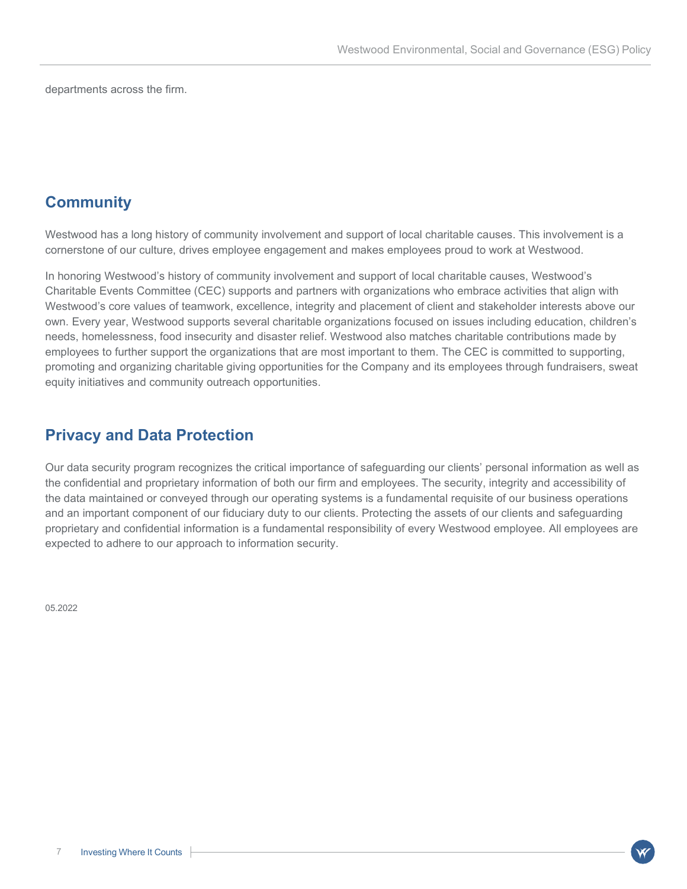departments across the firm.

## Community

Westwood has a long history of community involvement and support of local charitable causes. This involvement is a cornerstone of our culture, drives employee engagement and makes employees proud to work at Westwood.

In honoring Westwood's history of community involvement and support of local charitable causes, Westwood's Charitable Events Committee (CEC) supports and partners with organizations who embrace activities that align with Westwood's core values of teamwork, excellence, integrity and placement of client and stakeholder interests above our own. Every year, Westwood supports several charitable organizations focused on issues including education, children's needs, homelessness, food insecurity and disaster relief. Westwood also matches charitable contributions made by employees to further support the organizations that are most important to them. The CEC is committed to supporting, promoting and organizing charitable giving opportunities for the Company and its employees through fundraisers, sweat equity initiatives and community outreach opportunities.

## Privacy and Data Protection

Our data security program recognizes the critical importance of safeguarding our clients' personal information as well as the confidential and proprietary information of both our firm and employees. The security, integrity and accessibility of the data maintained or conveyed through our operating systems is a fundamental requisite of our business operations and an important component of our fiduciary duty to our clients. Protecting the assets of our clients and safeguarding proprietary and confidential information is a fundamental responsibility of every Westwood employee. All employees are expected to adhere to our approach to information security.

05.2022